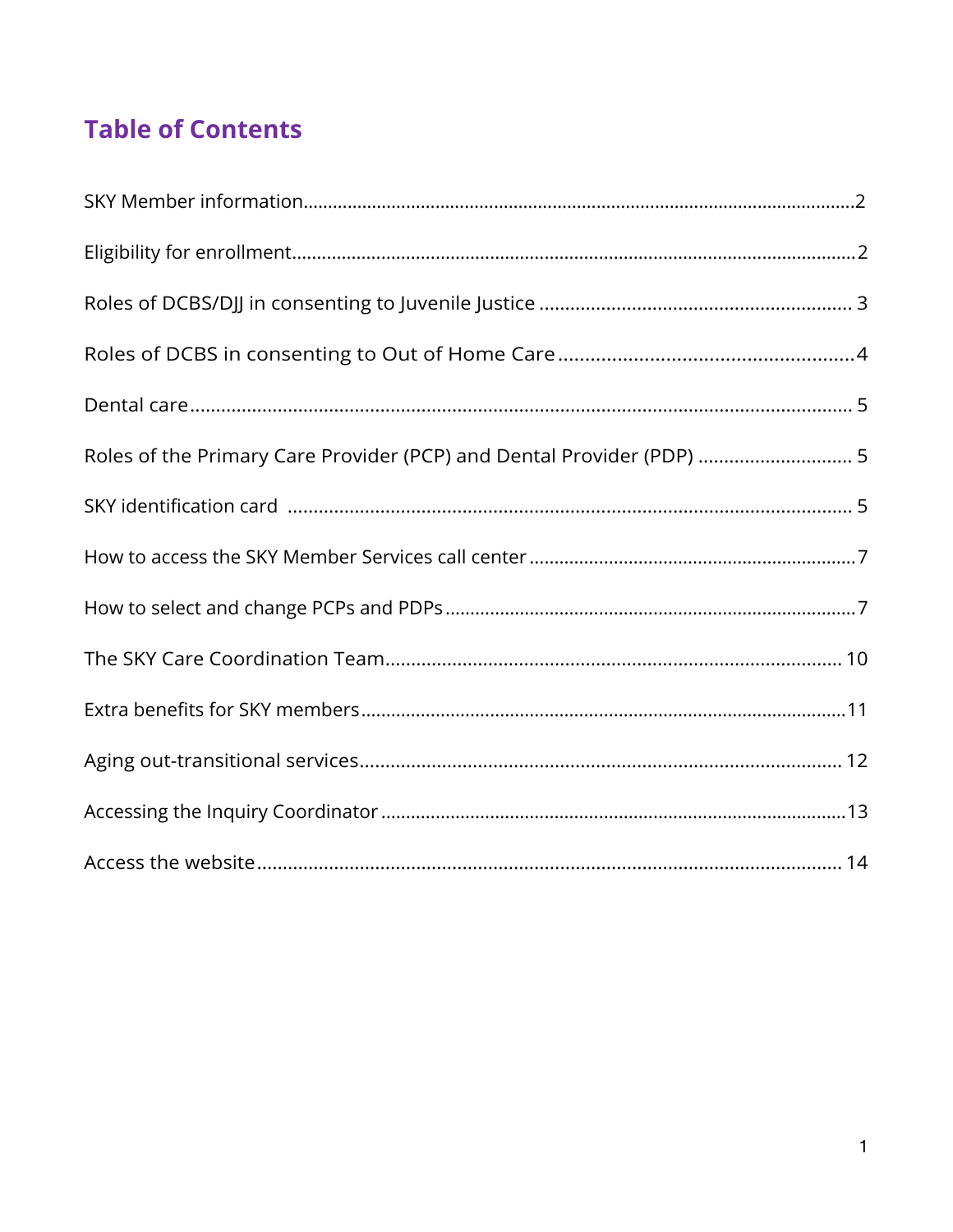# Table of Contents

| Section | Page |
|---|---|
| SKY Member information | 2 |
| Eligibility for enrollment | 2 |
| Roles of DCBS/DJJ in consenting to Juvenile Justice | 3 |
| Roles of DCBS in consenting to Out of Home Care | 4 |
| Dental care | 5 |
| Roles of the Primary Care Provider (PCP) and Dental Provider (PDP) | 5 |
| SKY identification card | 5 |
| How to access the SKY Member Services call center | 7 |
| How to select and change PCPs and PDPs | 7 |
| The SKY Care Coordination Team | 10 |
| Extra benefits for SKY members | 11 |
| Aging out-transitional services | 12 |
| Accessing the Inquiry Coordinator | 13 |
| Access the website | 14 |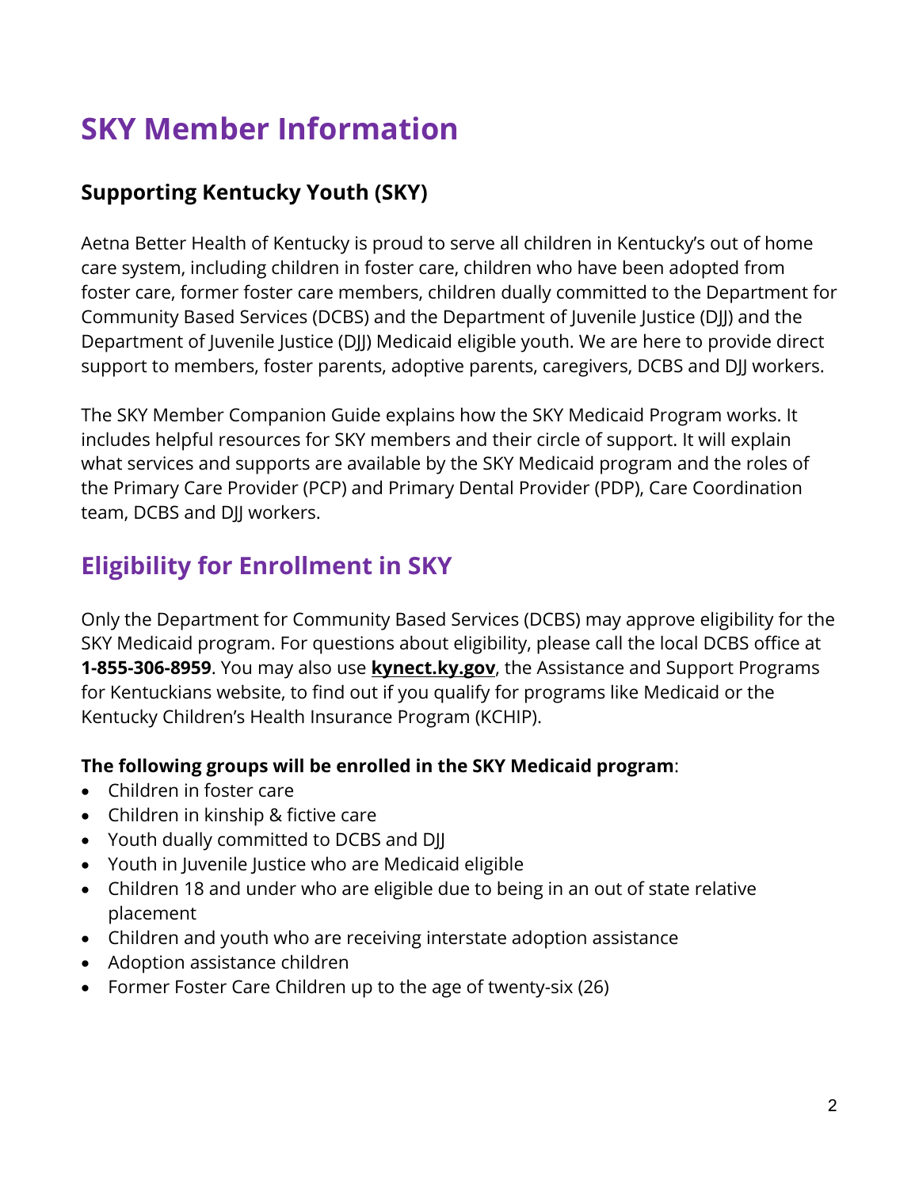# SKY Member Information

### Supporting Kentucky Youth (SKY)

Aetna Better Health of Kentucky is proud to serve all children in Kentucky's out of home care system, including children in foster care, children who have been adopted from foster care, former foster care members, children dually committed to the Department for Community Based Services (DCBS) and the Department of Juvenile Justice (DJJ) and the Department of Juvenile Justice (DJJ) Medicaid eligible youth. We are here to provide direct support to members, foster parents, adoptive parents, caregivers, DCBS and DJJ workers.

The SKY Member Companion Guide explains how the SKY Medicaid Program works. It includes helpful resources for SKY members and their circle of support. It will explain what services and supports are available by the SKY Medicaid program and the roles of the Primary Care Provider (PCP) and Primary Dental Provider (PDP), Care Coordination team, DCBS and DJJ workers.

## Eligibility for Enrollment in SKY

Only the Department for Community Based Services (DCBS) may approve eligibility for the SKY Medicaid program. For questions about eligibility, please call the local DCBS office at **1-855-306-8959**. You may also use **kynect.ky.gov**, the Assistance and Support Programs for Kentuckians website, to find out if you qualify for programs like Medicaid or the Kentucky Children's Health Insurance Program (KCHIP).

**The following groups will be enrolled in the SKY Medicaid program**:

- Children in foster care
- Children in kinship & fictive care
- Youth dually committed to DCBS and DJJ
- Youth in Juvenile Justice who are Medicaid eligible
- Children 18 and under who are eligible due to being in an out of state relative placement
- Children and youth who are receiving interstate adoption assistance
- Adoption assistance children
- Former Foster Care Children up to the age of twenty-six (26)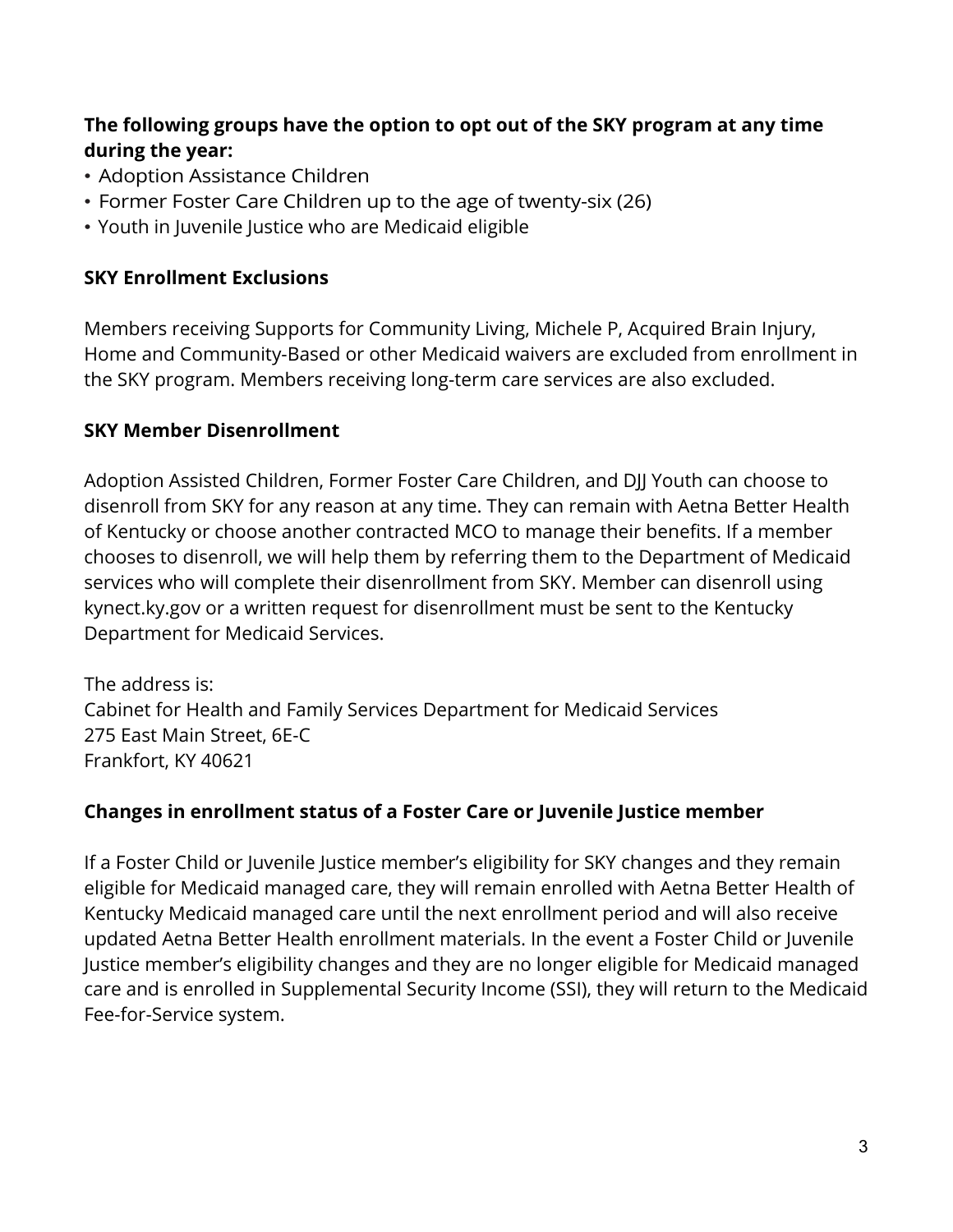**The following groups have the option to opt out of the SKY program at any time during the year:**

- Adoption Assistance Children
- Former Foster Care Children up to the age of twenty-six (26)
- Youth in Juvenile Justice who are Medicaid eligible

**SKY Enrollment Exclusions**

Members receiving Supports for Community Living, Michele P, Acquired Brain Injury, Home and Community-Based or other Medicaid waivers are excluded from enrollment in the SKY program. Members receiving long-term care services are also excluded.

**SKY Member Disenrollment**

Adoption Assisted Children, Former Foster Care Children, and DJJ Youth can choose to disenroll from SKY for any reason at any time. They can remain with Aetna Better Health of Kentucky or choose another contracted MCO to manage their benefits. If a member chooses to disenroll, we will help them by referring them to the Department of Medicaid services who will complete their disenrollment from SKY. Member can disenroll using kynect.ky.gov or a written request for disenrollment must be sent to the Kentucky Department for Medicaid Services.

The address is:
Cabinet for Health and Family Services Department for Medicaid Services
275 East Main Street, 6E-C
Frankfort, KY 40621

**Changes in enrollment status of a Foster Care or Juvenile Justice member**

If a Foster Child or Juvenile Justice member's eligibility for SKY changes and they remain eligible for Medicaid managed care, they will remain enrolled with Aetna Better Health of Kentucky Medicaid managed care until the next enrollment period and will also receive updated Aetna Better Health enrollment materials. In the event a Foster Child or Juvenile Justice member's eligibility changes and they are no longer eligible for Medicaid managed care and is enrolled in Supplemental Security Income (SSI), they will return to the Medicaid Fee-for-Service system.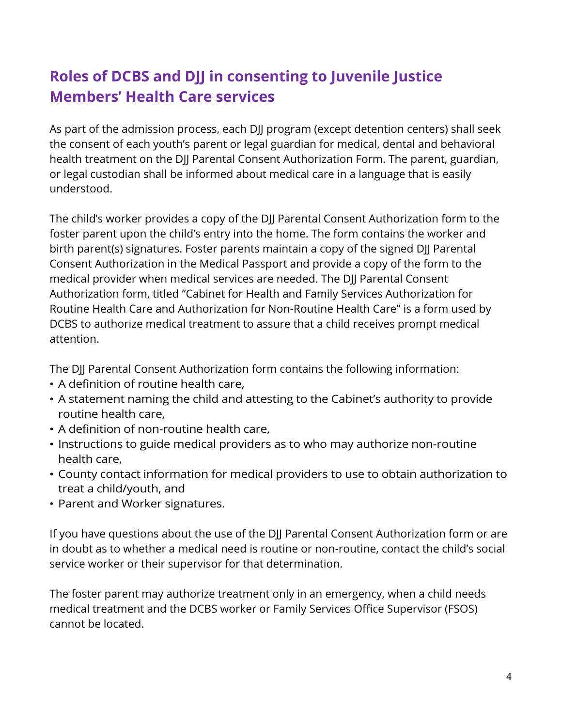## Roles of DCBS and DJJ in consenting to Juvenile Justice Members' Health Care services

As part of the admission process, each DJJ program (except detention centers) shall seek the consent of each youth's parent or legal guardian for medical, dental and behavioral health treatment on the DJJ Parental Consent Authorization Form. The parent, guardian, or legal custodian shall be informed about medical care in a language that is easily understood.

The child's worker provides a copy of the DJJ Parental Consent Authorization form to the foster parent upon the child's entry into the home. The form contains the worker and birth parent(s) signatures. Foster parents maintain a copy of the signed DJJ Parental Consent Authorization in the Medical Passport and provide a copy of the form to the medical provider when medical services are needed. The DJJ Parental Consent Authorization form, titled "Cabinet for Health and Family Services Authorization for Routine Health Care and Authorization for Non-Routine Health Care" is a form used by DCBS to authorize medical treatment to assure that a child receives prompt medical attention.

The DJJ Parental Consent Authorization form contains the following information:

- A definition of routine health care,
- A statement naming the child and attesting to the Cabinet's authority to provide routine health care,
- A definition of non-routine health care,
- Instructions to guide medical providers as to who may authorize non-routine health care,
- County contact information for medical providers to use to obtain authorization to treat a child/youth, and
- Parent and Worker signatures.

If you have questions about the use of the DJJ Parental Consent Authorization form or are in doubt as to whether a medical need is routine or non-routine, contact the child's social service worker or their supervisor for that determination.

The foster parent may authorize treatment only in an emergency, when a child needs medical treatment and the DCBS worker or Family Services Office Supervisor (FSOS) cannot be located.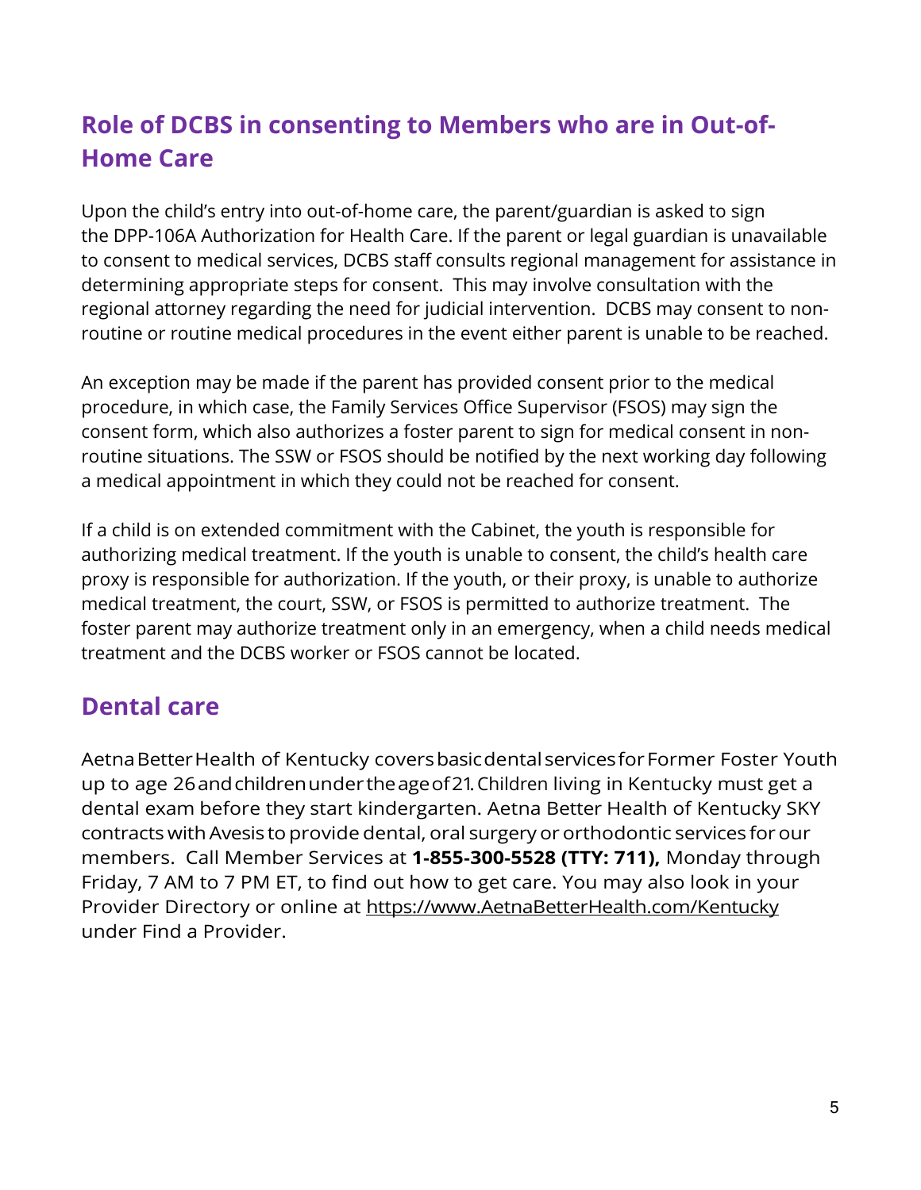## Role of DCBS in consenting to Members who are in Out-of-Home Care

Upon the child's entry into out-of-home care, the parent/guardian is asked to sign the DPP-106A Authorization for Health Care. If the parent or legal guardian is unavailable to consent to medical services, DCBS staff consults regional management for assistance in determining appropriate steps for consent. This may involve consultation with the regional attorney regarding the need for judicial intervention. DCBS may consent to non-routine or routine medical procedures in the event either parent is unable to be reached.

An exception may be made if the parent has provided consent prior to the medical procedure, in which case, the Family Services Office Supervisor (FSOS) may sign the consent form, which also authorizes a foster parent to sign for medical consent in non-routine situations. The SSW or FSOS should be notified by the next working day following a medical appointment in which they could not be reached for consent.

If a child is on extended commitment with the Cabinet, the youth is responsible for authorizing medical treatment. If the youth is unable to consent, the child's health care proxy is responsible for authorization. If the youth, or their proxy, is unable to authorize medical treatment, the court, SSW, or FSOS is permitted to authorize treatment. The foster parent may authorize treatment only in an emergency, when a child needs medical treatment and the DCBS worker or FSOS cannot be located.

## Dental care

Aetna Better Health of Kentucky covers basic dental services for Former Foster Youth up to age 26 and children under the age of 21. Children living in Kentucky must get a dental exam before they start kindergarten. Aetna Better Health of Kentucky SKY contracts with Avesis to provide dental, oral surgery or orthodontic services for our members. Call Member Services at **1-855-300-5528 (TTY: 711),** Monday through Friday, 7 AM to 7 PM ET, to find out how to get care. You may also look in your Provider Directory or online at https://www.AetnaBetterHealth.com/Kentucky under Find a Provider.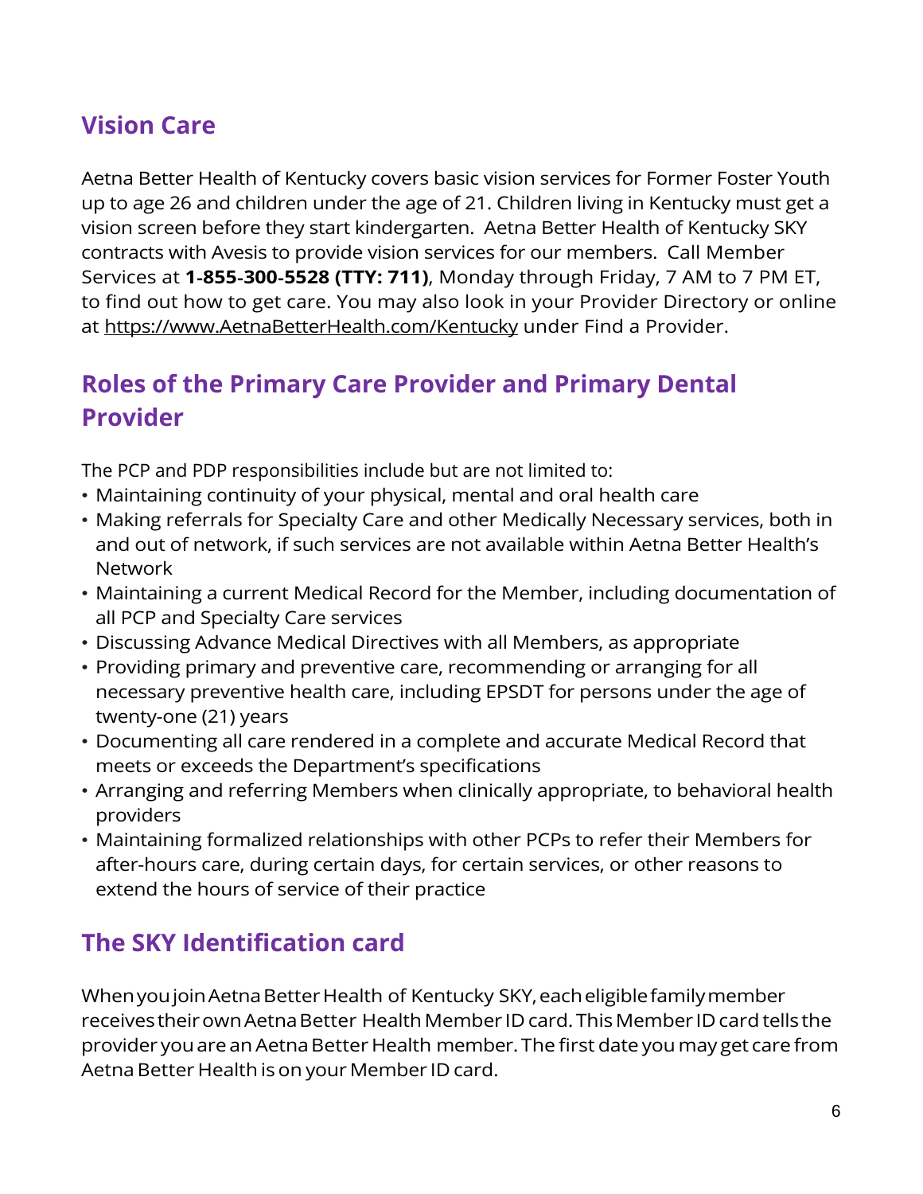## Vision Care

Aetna Better Health of Kentucky covers basic vision services for Former Foster Youth up to age 26 and children under the age of 21. Children living in Kentucky must get a vision screen before they start kindergarten. Aetna Better Health of Kentucky SKY contracts with Avesis to provide vision services for our members. Call Member Services at **1-855-300-5528 (TTY: 711)**, Monday through Friday, 7 AM to 7 PM ET, to find out how to get care. You may also look in your Provider Directory or online at https://www.AetnaBetterHealth.com/Kentucky under Find a Provider.

## Roles of the Primary Care Provider and Primary Dental Provider

The PCP and PDP responsibilities include but are not limited to:

- Maintaining continuity of your physical, mental and oral health care
- Making referrals for Specialty Care and other Medically Necessary services, both in and out of network, if such services are not available within Aetna Better Health's Network
- Maintaining a current Medical Record for the Member, including documentation of all PCP and Specialty Care services
- Discussing Advance Medical Directives with all Members, as appropriate
- Providing primary and preventive care, recommending or arranging for all necessary preventive health care, including EPSDT for persons under the age of twenty-one (21) years
- Documenting all care rendered in a complete and accurate Medical Record that meets or exceeds the Department's specifications
- Arranging and referring Members when clinically appropriate, to behavioral health providers
- Maintaining formalized relationships with other PCPs to refer their Members for after-hours care, during certain days, for certain services, or other reasons to extend the hours of service of their practice

## The SKY Identification card

When you join Aetna Better Health of Kentucky SKY, each eligible family member receives their own Aetna Better Health Member ID card. This Member ID card tells the provider you are an Aetna Better Health member. The first date you may get care from Aetna Better Health is on your Member ID card.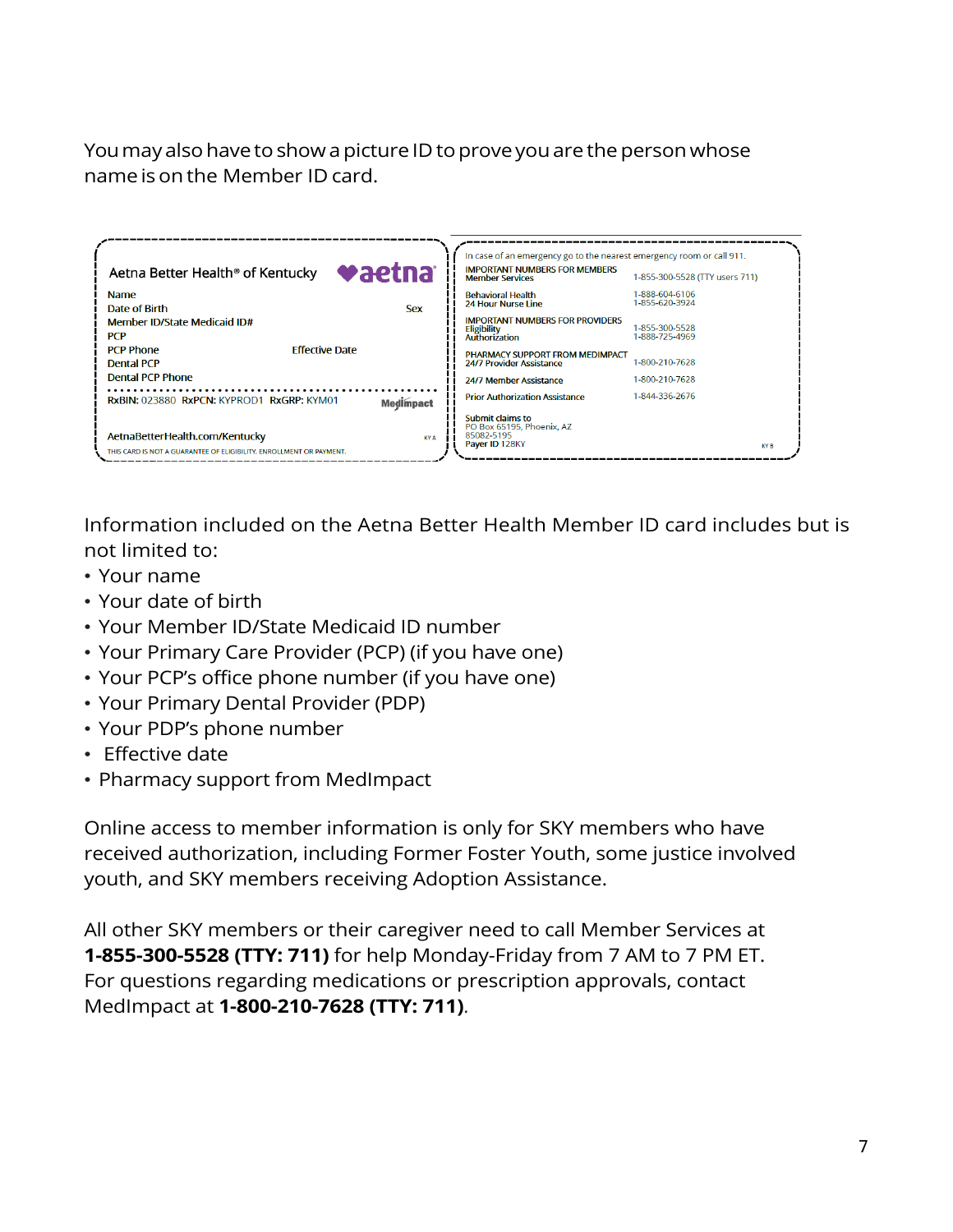You may also have to show a picture ID to prove you are the person whose name is on the Member ID card.

Aetna Better Health® of Kentucky aetna

Name
Date of Birth Sex
Member ID/State Medicaid ID#
PCP
PCP Phone Effective Date
Dental PCP
Dental PCP Phone

RxBIN: 023880 RxPCN: KYPROD1 RxGRP: KYM01 MedImpact

AetnaBetterHealth.com/Kentucky KY A

THIS CARD IS NOT A GUARANTEE OF ELIGIBILITY, ENROLLMENT OR PAYMENT.

In case of an emergency go to the nearest emergency room or call 911.

| | |
|---|---|
| IMPORTANT NUMBERS FOR MEMBERS Member Services | 1-855-300-5528 (TTY users 711) |
| Behavioral Health | 1-888-604-6106 |
| 24 Hour Nurse Line | 1-855-620-3924 |
| IMPORTANT NUMBERS FOR PROVIDERS Eligibility | 1-855-300-5528 |
| Authorization | 1-888-725-4969 |
| PHARMACY SUPPORT FROM MEDIMPACT 24/7 Provider Assistance | 1-800-210-7628 |
| 24/7 Member Assistance | 1-800-210-7628 |
| Prior Authorization Assistance | 1-844-336-2676 |

Submit claims to
PO Box 65195, Phoenix, AZ
85082-5195
Payer ID 128KY KY B

Information included on the Aetna Better Health Member ID card includes but is not limited to:

- Your name
- Your date of birth
- Your Member ID/State Medicaid ID number
- Your Primary Care Provider (PCP) (if you have one)
- Your PCP's office phone number (if you have one)
- Your Primary Dental Provider (PDP)
- Your PDP's phone number
- Effective date
- Pharmacy support from MedImpact

Online access to member information is only for SKY members who have received authorization, including Former Foster Youth, some justice involved youth, and SKY members receiving Adoption Assistance.

All other SKY members or their caregiver need to call Member Services at **1-855-300-5528 (TTY: 711)** for help Monday-Friday from 7 AM to 7 PM ET. For questions regarding medications or prescription approvals, contact MedImpact at **1-800-210-7628 (TTY: 711)**.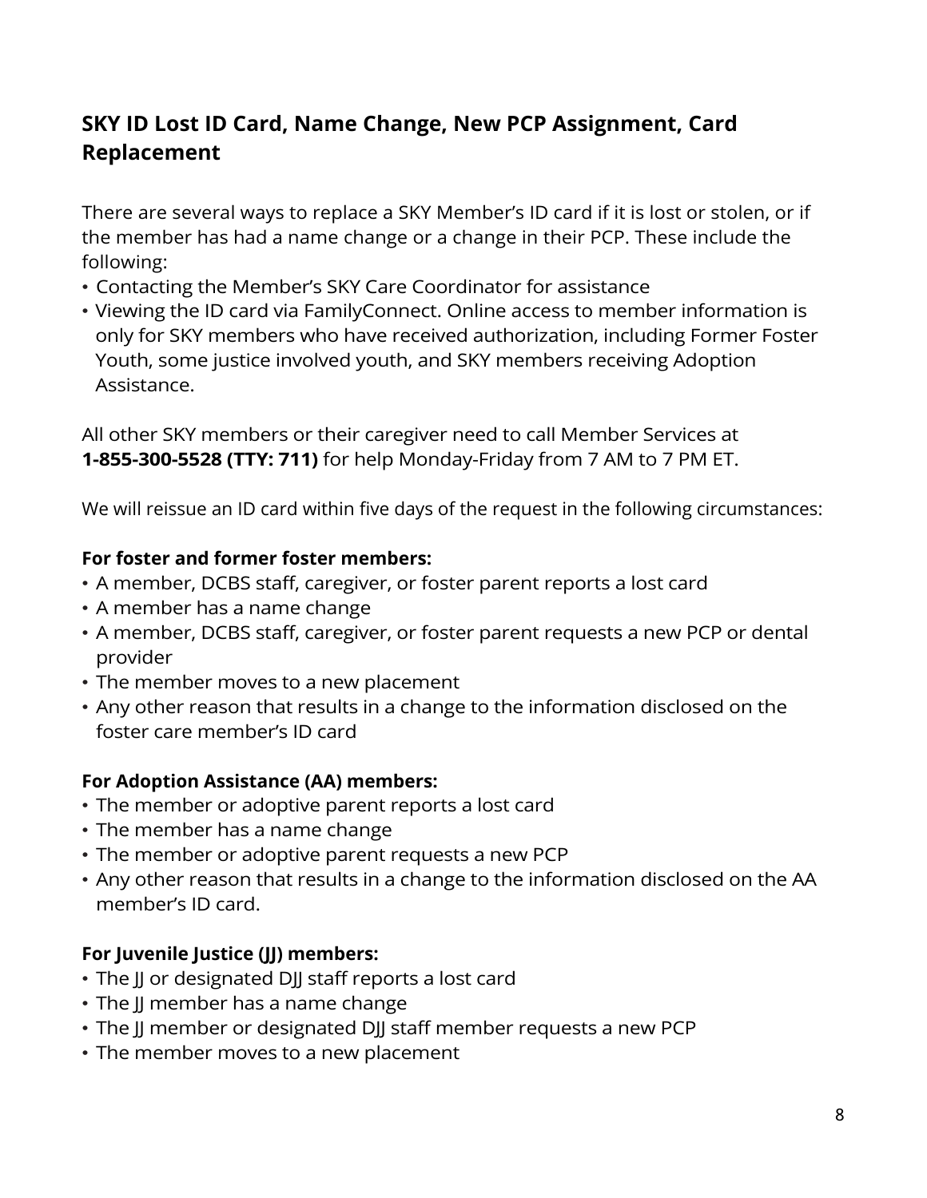## SKY ID Lost ID Card, Name Change, New PCP Assignment, Card Replacement

There are several ways to replace a SKY Member's ID card if it is lost or stolen, or if the member has had a name change or a change in their PCP. These include the following:

- Contacting the Member's SKY Care Coordinator for assistance
- Viewing the ID card via FamilyConnect. Online access to member information is only for SKY members who have received authorization, including Former Foster Youth, some justice involved youth, and SKY members receiving Adoption Assistance.

All other SKY members or their caregiver need to call Member Services at **1-855-300-5528 (TTY: 711)** for help Monday-Friday from 7 AM to 7 PM ET.

We will reissue an ID card within five days of the request in the following circumstances:

**For foster and former foster members:**

- A member, DCBS staff, caregiver, or foster parent reports a lost card
- A member has a name change
- A member, DCBS staff, caregiver, or foster parent requests a new PCP or dental provider
- The member moves to a new placement
- Any other reason that results in a change to the information disclosed on the foster care member's ID card

**For Adoption Assistance (AA) members:**

- The member or adoptive parent reports a lost card
- The member has a name change
- The member or adoptive parent requests a new PCP
- Any other reason that results in a change to the information disclosed on the AA member's ID card.

**For Juvenile Justice (JJ) members:**

- The JJ or designated DJJ staff reports a lost card
- The JJ member has a name change
- The JJ member or designated DJJ staff member requests a new PCP
- The member moves to a new placement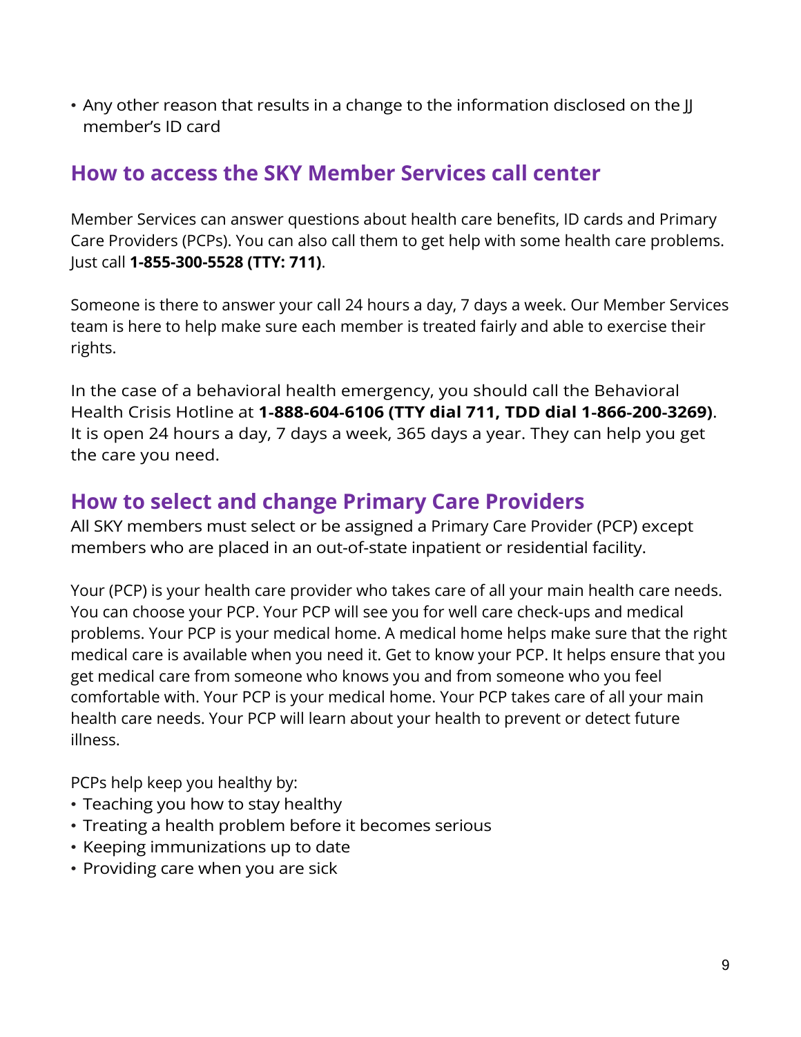- Any other reason that results in a change to the information disclosed on the JJ member's ID card

## How to access the SKY Member Services call center

Member Services can answer questions about health care benefits, ID cards and Primary Care Providers (PCPs). You can also call them to get help with some health care problems. Just call **1-855-300-5528 (TTY: 711)**.

Someone is there to answer your call 24 hours a day, 7 days a week. Our Member Services team is here to help make sure each member is treated fairly and able to exercise their rights.

In the case of a behavioral health emergency, you should call the Behavioral Health Crisis Hotline at **1-888-604-6106 (TTY dial 711, TDD dial 1-866-200-3269)**. It is open 24 hours a day, 7 days a week, 365 days a year. They can help you get the care you need.

## How to select and change Primary Care Providers

All SKY members must select or be assigned a Primary Care Provider (PCP) except members who are placed in an out-of-state inpatient or residential facility.

Your (PCP) is your health care provider who takes care of all your main health care needs. You can choose your PCP. Your PCP will see you for well care check-ups and medical problems. Your PCP is your medical home. A medical home helps make sure that the right medical care is available when you need it. Get to know your PCP. It helps ensure that you get medical care from someone who knows you and from someone who you feel comfortable with. Your PCP is your medical home. Your PCP takes care of all your main health care needs. Your PCP will learn about your health to prevent or detect future illness.

PCPs help keep you healthy by:

- Teaching you how to stay healthy
- Treating a health problem before it becomes serious
- Keeping immunizations up to date
- Providing care when you are sick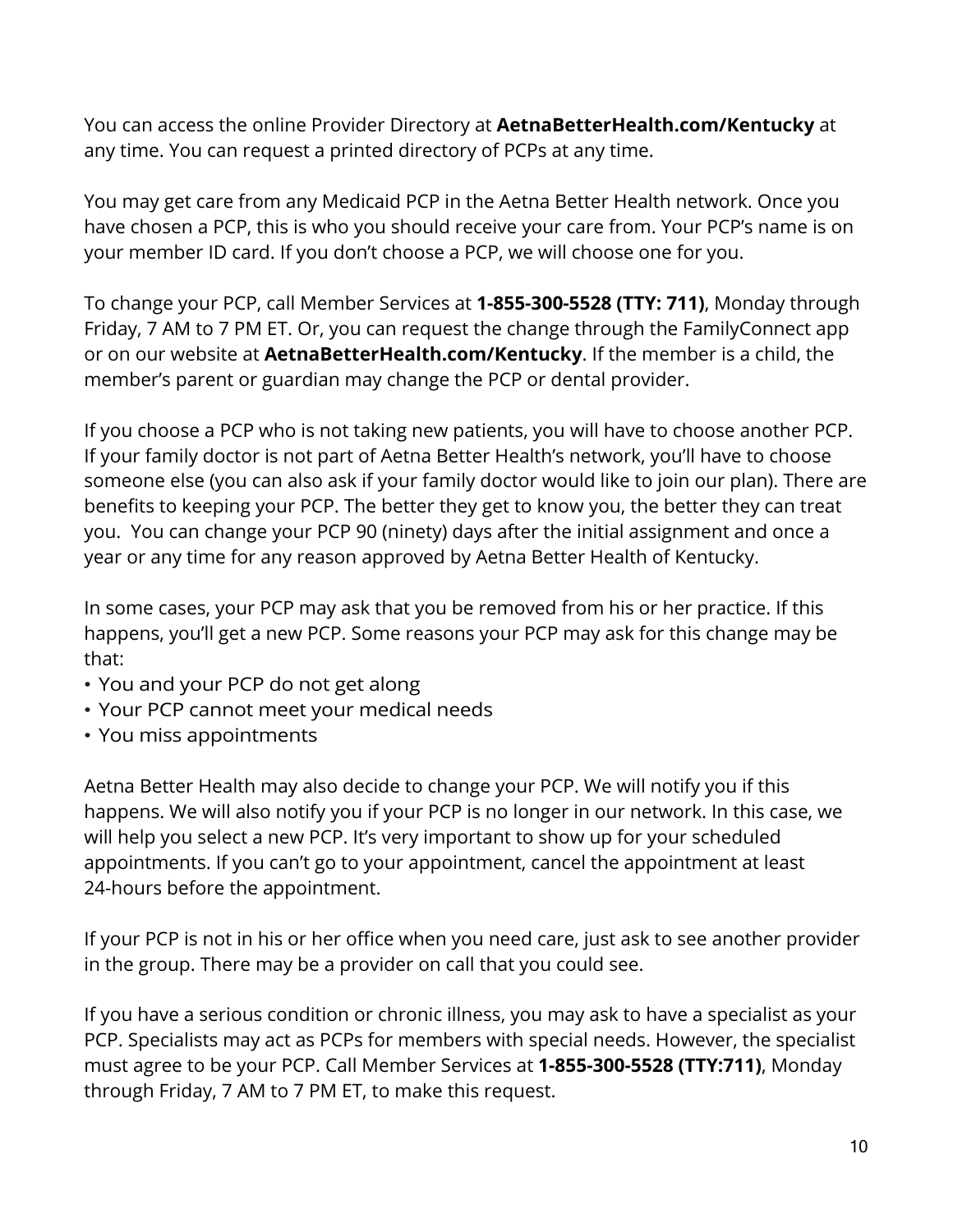You can access the online Provider Directory at **AetnaBetterHealth.com/Kentucky** at any time. You can request a printed directory of PCPs at any time.

You may get care from any Medicaid PCP in the Aetna Better Health network. Once you have chosen a PCP, this is who you should receive your care from. Your PCP's name is on your member ID card. If you don't choose a PCP, we will choose one for you.

To change your PCP, call Member Services at **1-855-300-5528 (TTY: 711)**, Monday through Friday, 7 AM to 7 PM ET. Or, you can request the change through the FamilyConnect app or on our website at **AetnaBetterHealth.com/Kentucky**. If the member is a child, the member's parent or guardian may change the PCP or dental provider.

If you choose a PCP who is not taking new patients, you will have to choose another PCP. If your family doctor is not part of Aetna Better Health's network, you'll have to choose someone else (you can also ask if your family doctor would like to join our plan). There are benefits to keeping your PCP. The better they get to know you, the better they can treat you. You can change your PCP 90 (ninety) days after the initial assignment and once a year or any time for any reason approved by Aetna Better Health of Kentucky.

In some cases, your PCP may ask that you be removed from his or her practice. If this happens, you'll get a new PCP. Some reasons your PCP may ask for this change may be that:

- You and your PCP do not get along
- Your PCP cannot meet your medical needs
- You miss appointments

Aetna Better Health may also decide to change your PCP. We will notify you if this happens. We will also notify you if your PCP is no longer in our network. In this case, we will help you select a new PCP. It's very important to show up for your scheduled appointments. If you can't go to your appointment, cancel the appointment at least 24-hours before the appointment.

If your PCP is not in his or her office when you need care, just ask to see another provider in the group. There may be a provider on call that you could see.

If you have a serious condition or chronic illness, you may ask to have a specialist as your PCP. Specialists may act as PCPs for members with special needs. However, the specialist must agree to be your PCP. Call Member Services at **1-855-300-5528 (TTY:711)**, Monday through Friday, 7 AM to 7 PM ET, to make this request.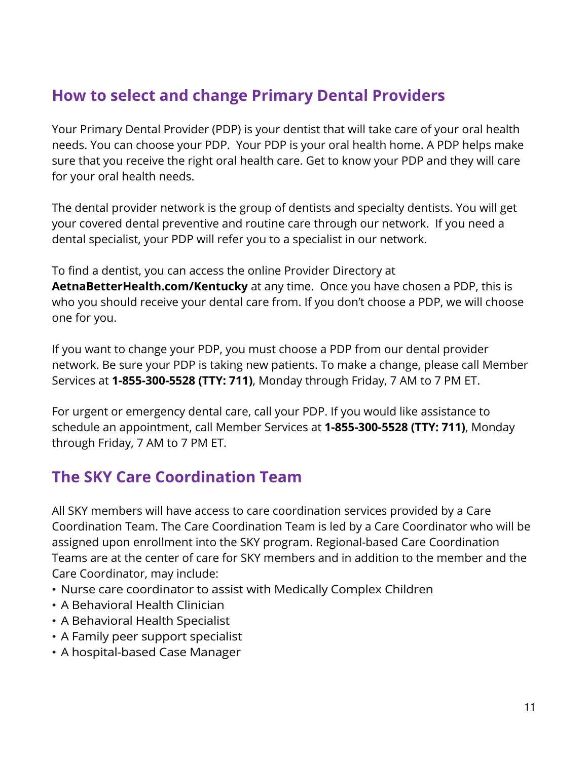## How to select and change Primary Dental Providers

Your Primary Dental Provider (PDP) is your dentist that will take care of your oral health needs. You can choose your PDP. Your PDP is your oral health home. A PDP helps make sure that you receive the right oral health care. Get to know your PDP and they will care for your oral health needs.

The dental provider network is the group of dentists and specialty dentists. You will get your covered dental preventive and routine care through our network. If you need a dental specialist, your PDP will refer you to a specialist in our network.

To find a dentist, you can access the online Provider Directory at **AetnaBetterHealth.com/Kentucky** at any time. Once you have chosen a PDP, this is who you should receive your dental care from. If you don't choose a PDP, we will choose one for you.

If you want to change your PDP, you must choose a PDP from our dental provider network. Be sure your PDP is taking new patients. To make a change, please call Member Services at **1-855-300-5528 (TTY: 711)**, Monday through Friday, 7 AM to 7 PM ET.

For urgent or emergency dental care, call your PDP. If you would like assistance to schedule an appointment, call Member Services at **1-855-300-5528 (TTY: 711)**, Monday through Friday, 7 AM to 7 PM ET.

## The SKY Care Coordination Team

All SKY members will have access to care coordination services provided by a Care Coordination Team. The Care Coordination Team is led by a Care Coordinator who will be assigned upon enrollment into the SKY program. Regional-based Care Coordination Teams are at the center of care for SKY members and in addition to the member and the Care Coordinator, may include:

- Nurse care coordinator to assist with Medically Complex Children
- A Behavioral Health Clinician
- A Behavioral Health Specialist
- A Family peer support specialist
- A hospital-based Case Manager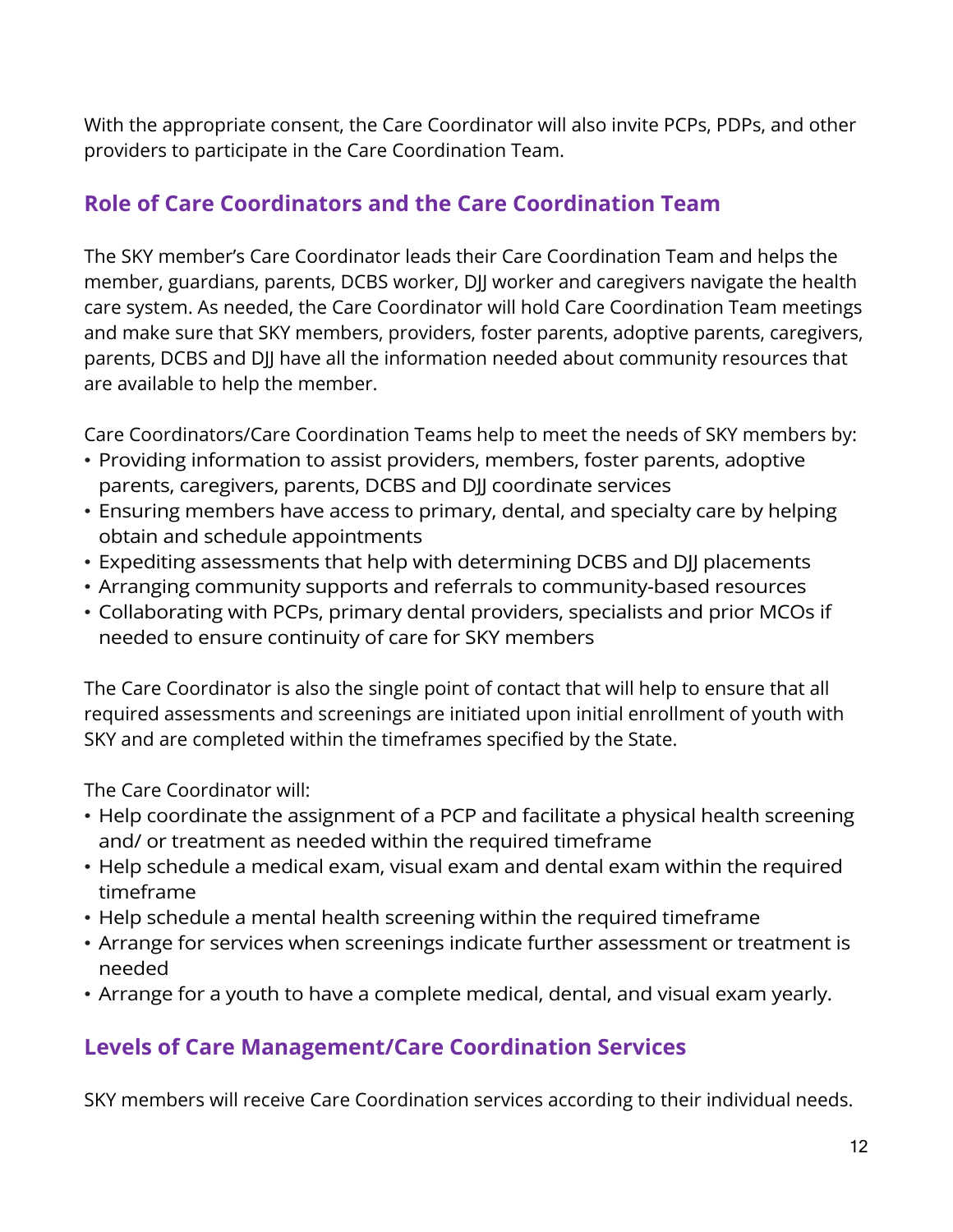With the appropriate consent, the Care Coordinator will also invite PCPs, PDPs, and other providers to participate in the Care Coordination Team.

## Role of Care Coordinators and the Care Coordination Team

The SKY member's Care Coordinator leads their Care Coordination Team and helps the member, guardians, parents, DCBS worker, DJJ worker and caregivers navigate the health care system. As needed, the Care Coordinator will hold Care Coordination Team meetings and make sure that SKY members, providers, foster parents, adoptive parents, caregivers, parents, DCBS and DJJ have all the information needed about community resources that are available to help the member.

Care Coordinators/Care Coordination Teams help to meet the needs of SKY members by:

- Providing information to assist providers, members, foster parents, adoptive parents, caregivers, parents, DCBS and DJJ coordinate services
- Ensuring members have access to primary, dental, and specialty care by helping obtain and schedule appointments
- Expediting assessments that help with determining DCBS and DJJ placements
- Arranging community supports and referrals to community-based resources
- Collaborating with PCPs, primary dental providers, specialists and prior MCOs if needed to ensure continuity of care for SKY members

The Care Coordinator is also the single point of contact that will help to ensure that all required assessments and screenings are initiated upon initial enrollment of youth with SKY and are completed within the timeframes specified by the State.

The Care Coordinator will:

- Help coordinate the assignment of a PCP and facilitate a physical health screening and/ or treatment as needed within the required timeframe
- Help schedule a medical exam, visual exam and dental exam within the required timeframe
- Help schedule a mental health screening within the required timeframe
- Arrange for services when screenings indicate further assessment or treatment is needed
- Arrange for a youth to have a complete medical, dental, and visual exam yearly.

## Levels of Care Management/Care Coordination Services

SKY members will receive Care Coordination services according to their individual needs.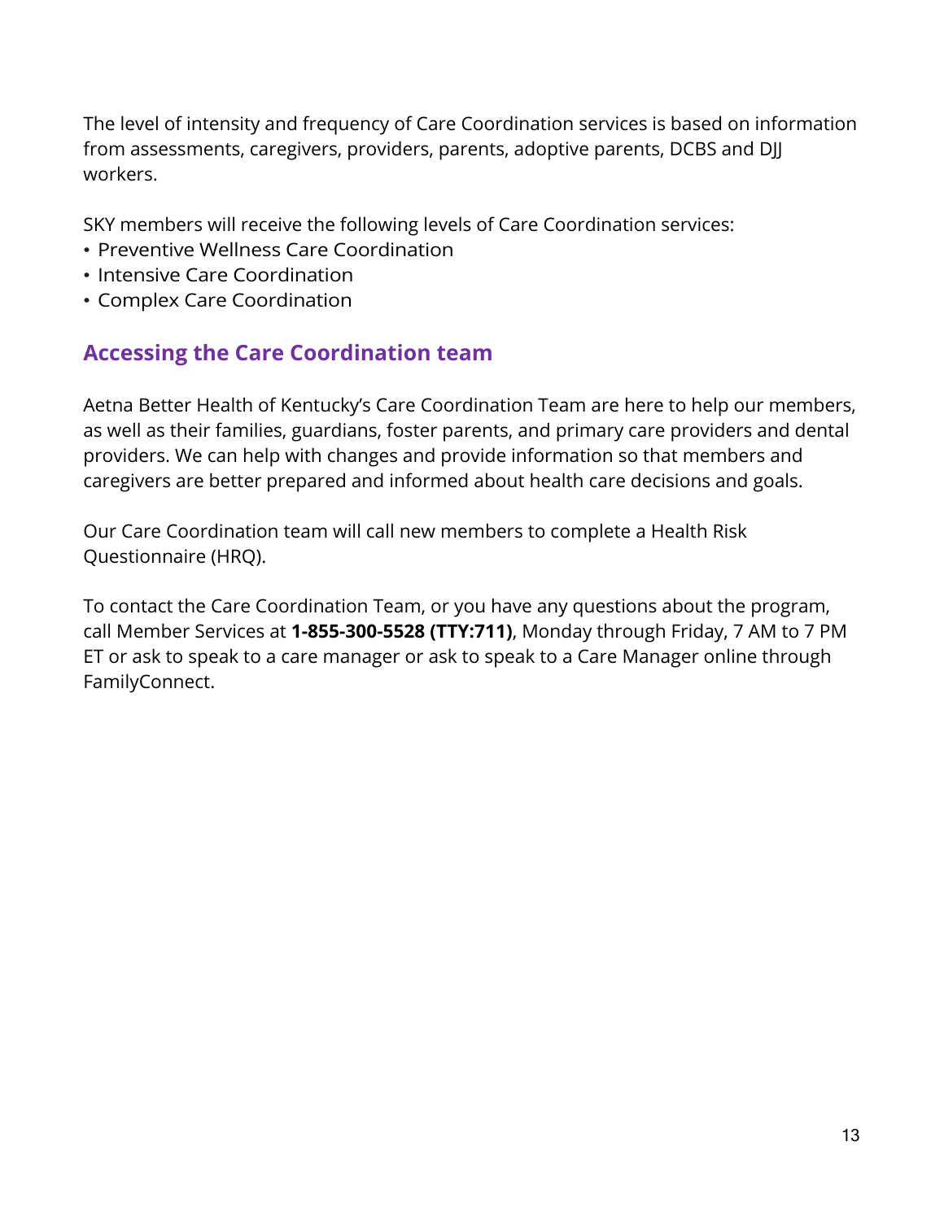The level of intensity and frequency of Care Coordination services is based on information from assessments, caregivers, providers, parents, adoptive parents, DCBS and DJJ workers.

SKY members will receive the following levels of Care Coordination services:

- Preventive Wellness Care Coordination
- Intensive Care Coordination
- Complex Care Coordination

## Accessing the Care Coordination team

Aetna Better Health of Kentucky's Care Coordination Team are here to help our members, as well as their families, guardians, foster parents, and primary care providers and dental providers. We can help with changes and provide information so that members and caregivers are better prepared and informed about health care decisions and goals.

Our Care Coordination team will call new members to complete a Health Risk Questionnaire (HRQ).

To contact the Care Coordination Team, or you have any questions about the program, call Member Services at **1-855-300-5528 (TTY:711)**, Monday through Friday, 7 AM to 7 PM ET or ask to speak to a care manager or ask to speak to a Care Manager online through FamilyConnect.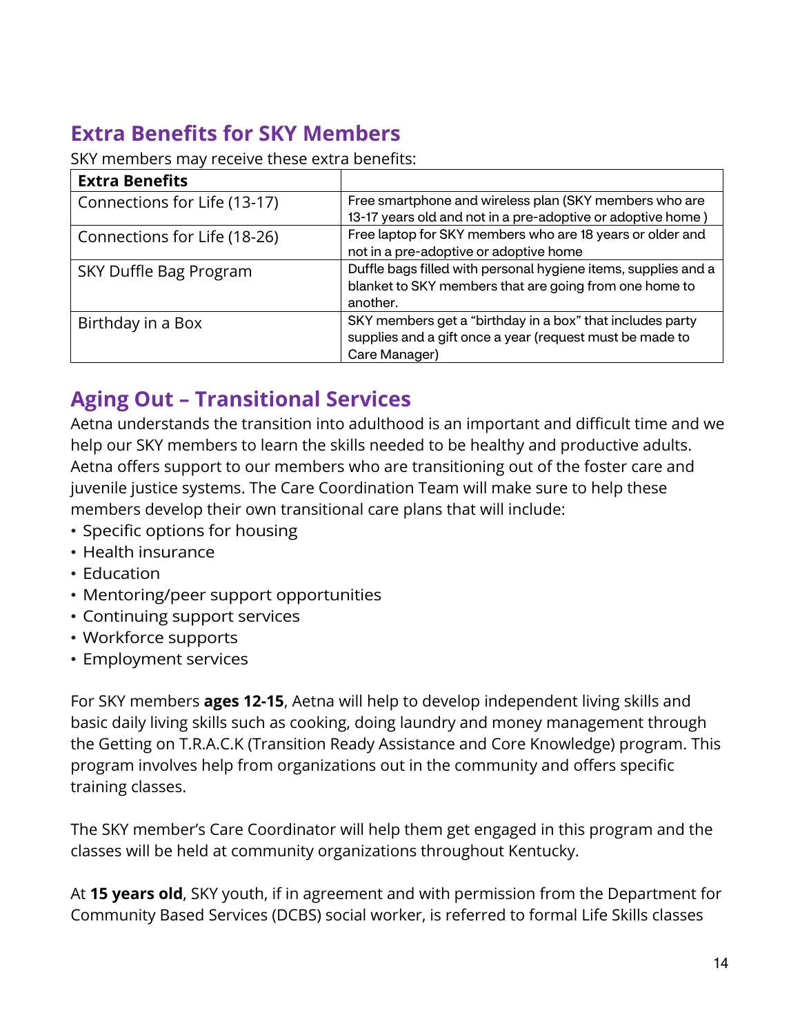## Extra Benefits for SKY Members

SKY members may receive these extra benefits:

| Extra Benefits | |
|---|---|
| Connections for Life (13-17) | Free smartphone and wireless plan (SKY members who are 13-17 years old and not in a pre-adoptive or adoptive home ) |
| Connections for Life (18-26) | Free laptop for SKY members who are 18 years or older and not in a pre-adoptive or adoptive home |
| SKY Duffle Bag Program | Duffle bags filled with personal hygiene items, supplies and a blanket to SKY members that are going from one home to another. |
| Birthday in a Box | SKY members get a "birthday in a box" that includes party supplies and a gift once a year (request must be made to Care Manager) |

## Aging Out – Transitional Services

Aetna understands the transition into adulthood is an important and difficult time and we help our SKY members to learn the skills needed to be healthy and productive adults. Aetna offers support to our members who are transitioning out of the foster care and juvenile justice systems. The Care Coordination Team will make sure to help these members develop their own transitional care plans that will include:

- Specific options for housing
- Health insurance
- Education
- Mentoring/peer support opportunities
- Continuing support services
- Workforce supports
- Employment services

For SKY members **ages 12-15**, Aetna will help to develop independent living skills and basic daily living skills such as cooking, doing laundry and money management through the Getting on T.R.A.C.K (Transition Ready Assistance and Core Knowledge) program. This program involves help from organizations out in the community and offers specific training classes.

The SKY member's Care Coordinator will help them get engaged in this program and the classes will be held at community organizations throughout Kentucky.

At **15 years old**, SKY youth, if in agreement and with permission from the Department for Community Based Services (DCBS) social worker, is referred to formal Life Skills classes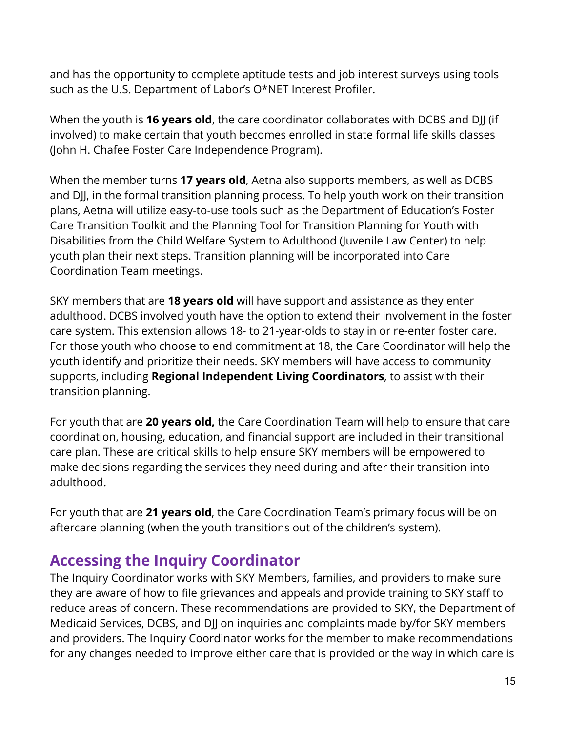and has the opportunity to complete aptitude tests and job interest surveys using tools such as the U.S. Department of Labor's O*NET Interest Profiler.

When the youth is **16 years old**, the care coordinator collaborates with DCBS and DJJ (if involved) to make certain that youth becomes enrolled in state formal life skills classes (John H. Chafee Foster Care Independence Program).

When the member turns **17 years old**, Aetna also supports members, as well as DCBS and DJJ, in the formal transition planning process. To help youth work on their transition plans, Aetna will utilize easy-to-use tools such as the Department of Education's Foster Care Transition Toolkit and the Planning Tool for Transition Planning for Youth with Disabilities from the Child Welfare System to Adulthood (Juvenile Law Center) to help youth plan their next steps. Transition planning will be incorporated into Care Coordination Team meetings.

SKY members that are **18 years old** will have support and assistance as they enter adulthood. DCBS involved youth have the option to extend their involvement in the foster care system. This extension allows 18- to 21-year-olds to stay in or re-enter foster care. For those youth who choose to end commitment at 18, the Care Coordinator will help the youth identify and prioritize their needs. SKY members will have access to community supports, including **Regional Independent Living Coordinators**, to assist with their transition planning.

For youth that are **20 years old,** the Care Coordination Team will help to ensure that care coordination, housing, education, and financial support are included in their transitional care plan. These are critical skills to help ensure SKY members will be empowered to make decisions regarding the services they need during and after their transition into adulthood.

For youth that are **21 years old**, the Care Coordination Team's primary focus will be on aftercare planning (when the youth transitions out of the children's system).

## Accessing the Inquiry Coordinator

The Inquiry Coordinator works with SKY Members, families, and providers to make sure they are aware of how to file grievances and appeals and provide training to SKY staff to reduce areas of concern. These recommendations are provided to SKY, the Department of Medicaid Services, DCBS, and DJJ on inquiries and complaints made by/for SKY members and providers. The Inquiry Coordinator works for the member to make recommendations for any changes needed to improve either care that is provided or the way in which care is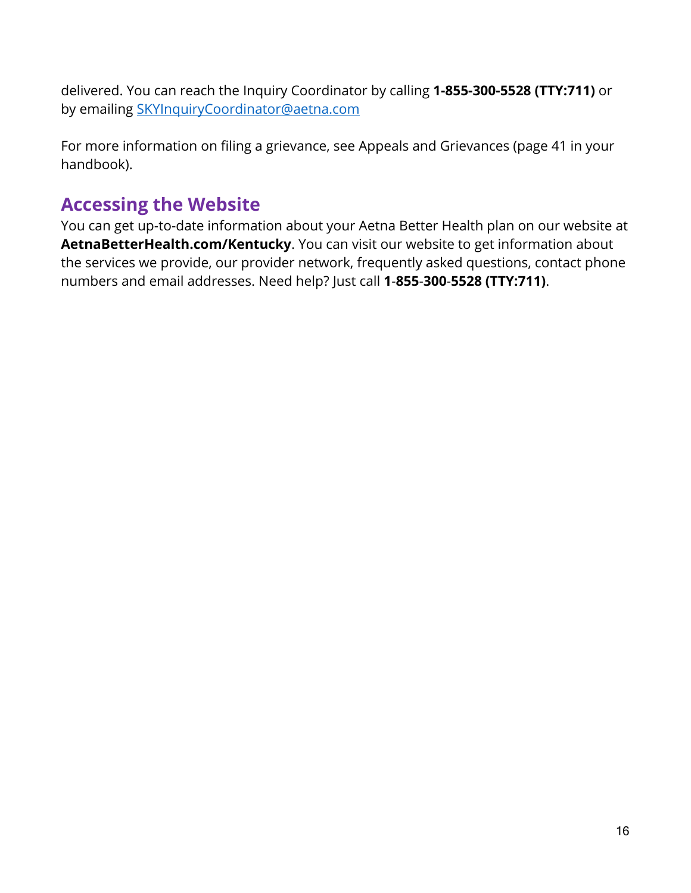delivered. You can reach the Inquiry Coordinator by calling **1-855-300-5528 (TTY:711)** or by emailing SKYInquiryCoordinator@aetna.com

For more information on filing a grievance, see Appeals and Grievances (page 41 in your handbook).

## Accessing the Website

You can get up-to-date information about your Aetna Better Health plan on our website at **AetnaBetterHealth.com/Kentucky**. You can visit our website to get information about the services we provide, our provider network, frequently asked questions, contact phone numbers and email addresses. Need help? Just call **1-855-300-5528 (TTY:711)**.